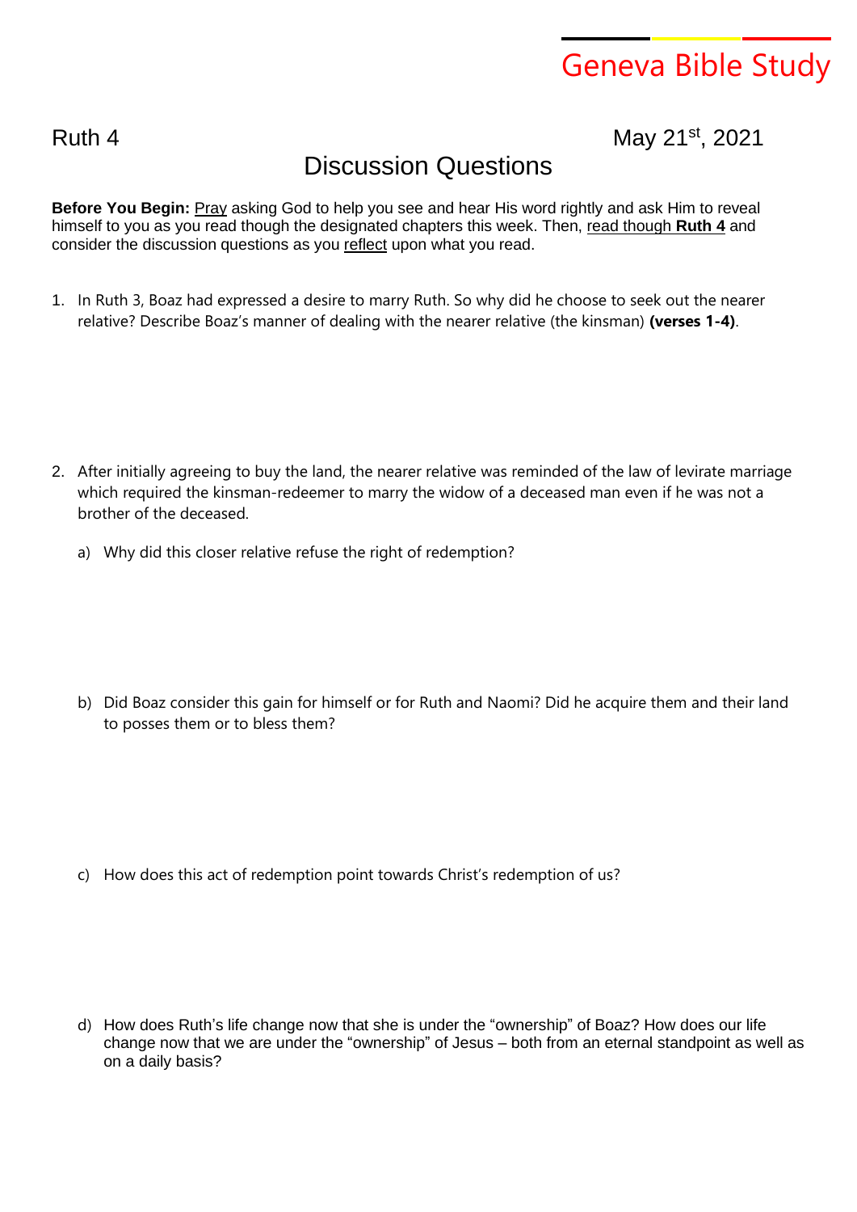# Geneva Bible Study

Ruth 4

May 21st, 2021

## Discussion Questions

**Before You Begin:** Pray asking God to help you see and hear His word rightly and ask Him to reveal himself to you as you read though the designated chapters this week. Then, read though **Ruth 4** and consider the discussion questions as you reflect upon what you read.

1. In Ruth 3, Boaz had expressed a desire to marry Ruth. So why did he choose to seek out the nearer relative? Describe Boaz's manner of dealing with the nearer relative (the kinsman) **(verses 1-4)**.

2. After initially agreeing to buy the land, the nearer relative was reminded of the law of levirate marriage which required the kinsman-redeemer to marry the widow of a deceased man even if he was not a brother of the deceased.

   a) Why did this closer relative refuse the right of redemption?

   b) Did Boaz consider this gain for himself or for Ruth and Naomi? Did he acquire them and their land to posses them or to bless them?

   c) How does this act of redemption point towards Christ's redemption of us?

   d) How does Ruth's life change now that she is under the "ownership" of Boaz? How does our life change now that we are under the "ownership" of Jesus – both from an eternal standpoint as well as on a daily basis?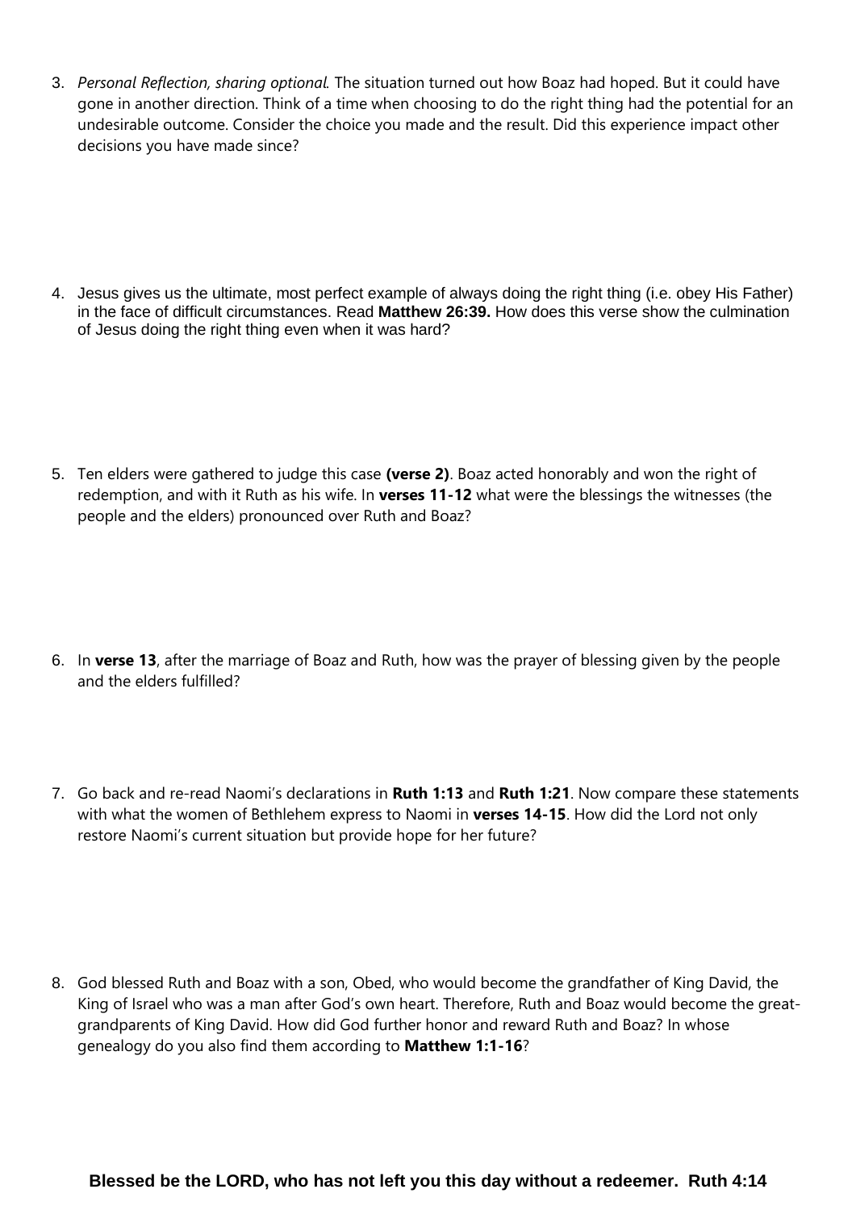3. *Personal Reflection, sharing optional.* The situation turned out how Boaz had hoped. But it could have gone in another direction. Think of a time when choosing to do the right thing had the potential for an undesirable outcome. Consider the choice you made and the result. Did this experience impact other decisions you have made since?

4. Jesus gives us the ultimate, most perfect example of always doing the right thing (i.e. obey His Father) in the face of difficult circumstances. Read **Matthew 26:39.** How does this verse show the culmination of Jesus doing the right thing even when it was hard?

5. Ten elders were gathered to judge this case **(verse 2)**. Boaz acted honorably and won the right of redemption, and with it Ruth as his wife. In **verses 11-12** what were the blessings the witnesses (the people and the elders) pronounced over Ruth and Boaz?

6. In **verse 13**, after the marriage of Boaz and Ruth, how was the prayer of blessing given by the people and the elders fulfilled?

7. Go back and re-read Naomi's declarations in **Ruth 1:13** and **Ruth 1:21**. Now compare these statements with what the women of Bethlehem express to Naomi in **verses 14-15**. How did the Lord not only restore Naomi's current situation but provide hope for her future?

8. God blessed Ruth and Boaz with a son, Obed, who would become the grandfather of King David, the King of Israel who was a man after God's own heart. Therefore, Ruth and Boaz would become the great-grandparents of King David. How did God further honor and reward Ruth and Boaz? In whose genealogy do you also find them according to **Matthew 1:1-16**?

**Blessed be the LORD, who has not left you this day without a redeemer. Ruth 4:14**